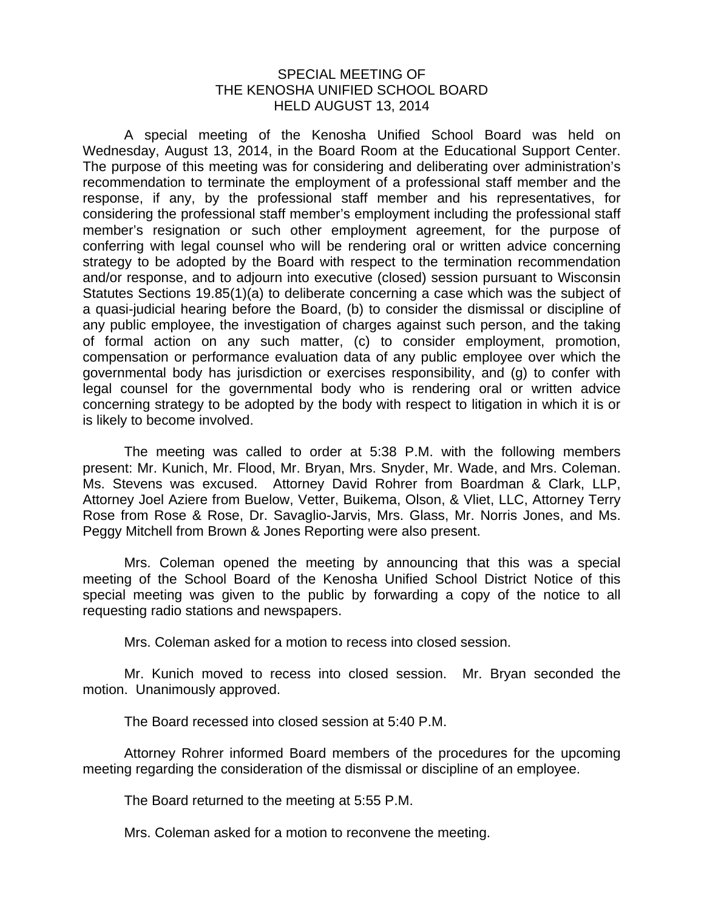# SPECIAL MEETING OF
# THE KENOSHA UNIFIED SCHOOL BOARD
# HELD AUGUST 13, 2014

A special meeting of the Kenosha Unified School Board was held on Wednesday, August 13, 2014, in the Board Room at the Educational Support Center. The purpose of this meeting was for considering and deliberating over administration's recommendation to terminate the employment of a professional staff member and the response, if any, by the professional staff member and his representatives, for considering the professional staff member's employment including the professional staff member's resignation or such other employment agreement, for the purpose of conferring with legal counsel who will be rendering oral or written advice concerning strategy to be adopted by the Board with respect to the termination recommendation and/or response, and to adjourn into executive (closed) session pursuant to Wisconsin Statutes Sections 19.85(1)(a) to deliberate concerning a case which was the subject of a quasi-judicial hearing before the Board, (b) to consider the dismissal or discipline of any public employee, the investigation of charges against such person, and the taking of formal action on any such matter, (c) to consider employment, promotion, compensation or performance evaluation data of any public employee over which the governmental body has jurisdiction or exercises responsibility, and (g) to confer with legal counsel for the governmental body who is rendering oral or written advice concerning strategy to be adopted by the body with respect to litigation in which it is or is likely to become involved.

The meeting was called to order at 5:38 P.M. with the following members present: Mr. Kunich, Mr. Flood, Mr. Bryan, Mrs. Snyder, Mr. Wade, and Mrs. Coleman. Ms. Stevens was excused. Attorney David Rohrer from Boardman & Clark, LLP, Attorney Joel Aziere from Buelow, Vetter, Buikema, Olson, & Vliet, LLC, Attorney Terry Rose from Rose & Rose, Dr. Savaglio-Jarvis, Mrs. Glass, Mr. Norris Jones, and Ms. Peggy Mitchell from Brown & Jones Reporting were also present.

Mrs. Coleman opened the meeting by announcing that this was a special meeting of the School Board of the Kenosha Unified School District Notice of this special meeting was given to the public by forwarding a copy of the notice to all requesting radio stations and newspapers.

Mrs. Coleman asked for a motion to recess into closed session.

Mr. Kunich moved to recess into closed session. Mr. Bryan seconded the motion. Unanimously approved.

The Board recessed into closed session at 5:40 P.M.

Attorney Rohrer informed Board members of the procedures for the upcoming meeting regarding the consideration of the dismissal or discipline of an employee.

The Board returned to the meeting at 5:55 P.M.

Mrs. Coleman asked for a motion to reconvene the meeting.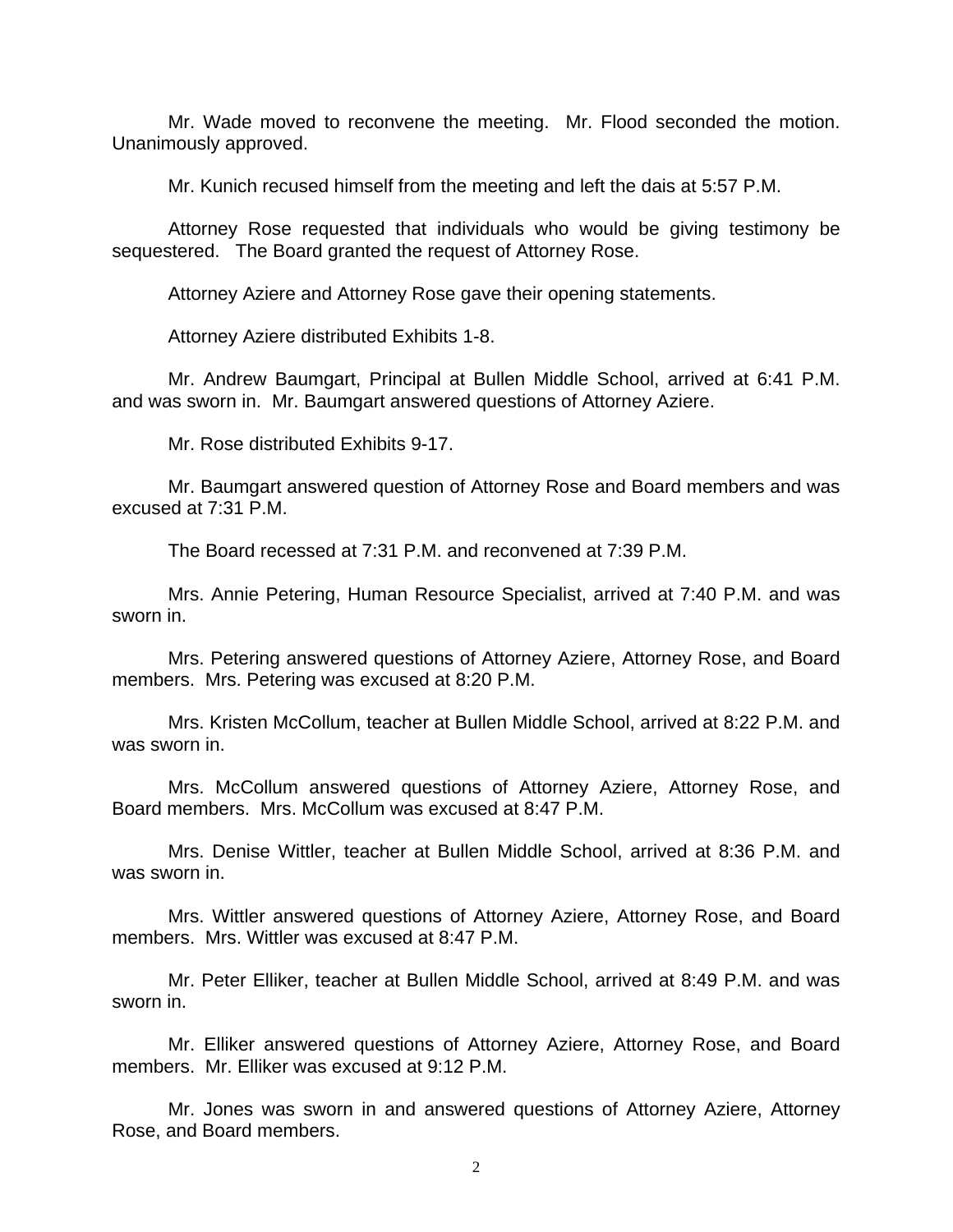Mr. Wade moved to reconvene the meeting. Mr. Flood seconded the motion. Unanimously approved.

Mr. Kunich recused himself from the meeting and left the dais at 5:57 P.M.

Attorney Rose requested that individuals who would be giving testimony be sequestered. The Board granted the request of Attorney Rose.

Attorney Aziere and Attorney Rose gave their opening statements.

Attorney Aziere distributed Exhibits 1-8.

Mr. Andrew Baumgart, Principal at Bullen Middle School, arrived at 6:41 P.M. and was sworn in. Mr. Baumgart answered questions of Attorney Aziere.

Mr. Rose distributed Exhibits 9-17.

Mr. Baumgart answered question of Attorney Rose and Board members and was excused at 7:31 P.M.

The Board recessed at 7:31 P.M. and reconvened at 7:39 P.M.

Mrs. Annie Petering, Human Resource Specialist, arrived at 7:40 P.M. and was sworn in.

Mrs. Petering answered questions of Attorney Aziere, Attorney Rose, and Board members. Mrs. Petering was excused at 8:20 P.M.

Mrs. Kristen McCollum, teacher at Bullen Middle School, arrived at 8:22 P.M. and was sworn in.

Mrs. McCollum answered questions of Attorney Aziere, Attorney Rose, and Board members. Mrs. McCollum was excused at 8:47 P.M.

Mrs. Denise Wittler, teacher at Bullen Middle School, arrived at 8:36 P.M. and was sworn in.

Mrs. Wittler answered questions of Attorney Aziere, Attorney Rose, and Board members. Mrs. Wittler was excused at 8:47 P.M.

Mr. Peter Elliker, teacher at Bullen Middle School, arrived at 8:49 P.M. and was sworn in.

Mr. Elliker answered questions of Attorney Aziere, Attorney Rose, and Board members. Mr. Elliker was excused at 9:12 P.M.

Mr. Jones was sworn in and answered questions of Attorney Aziere, Attorney Rose, and Board members.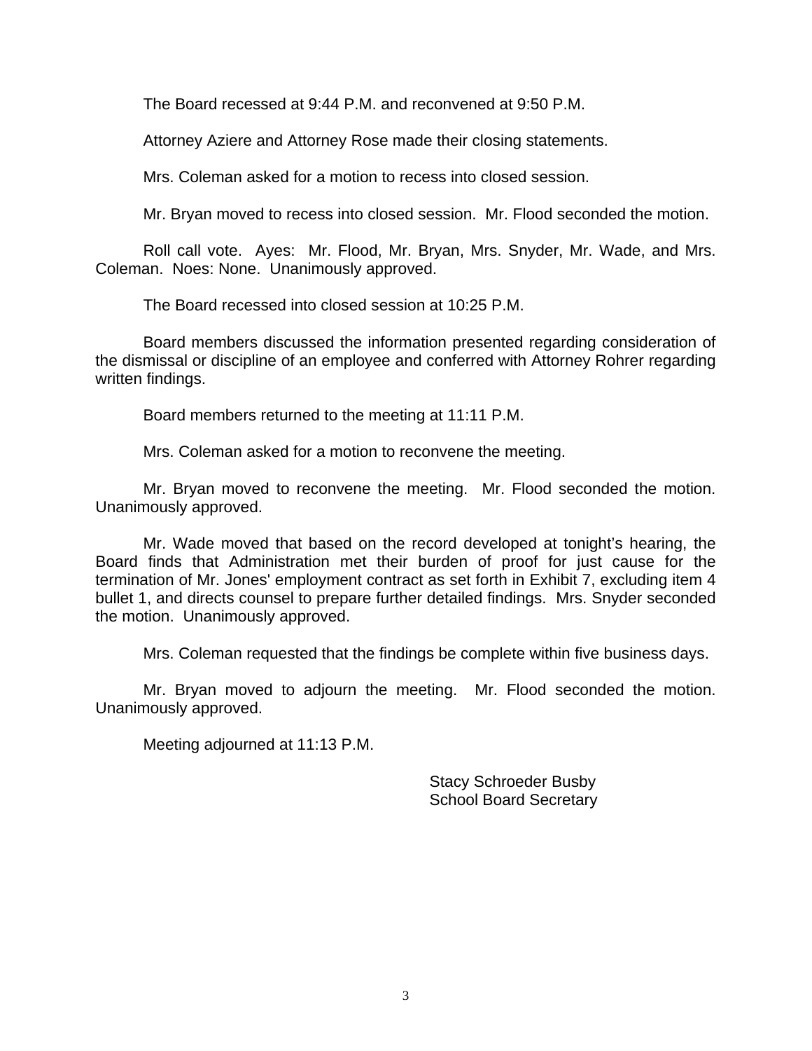The Board recessed at 9:44 P.M. and reconvened at 9:50 P.M.

Attorney Aziere and Attorney Rose made their closing statements.

Mrs. Coleman asked for a motion to recess into closed session.

Mr. Bryan moved to recess into closed session. Mr. Flood seconded the motion.

Roll call vote. Ayes: Mr. Flood, Mr. Bryan, Mrs. Snyder, Mr. Wade, and Mrs. Coleman. Noes: None. Unanimously approved.

The Board recessed into closed session at 10:25 P.M.

Board members discussed the information presented regarding consideration of the dismissal or discipline of an employee and conferred with Attorney Rohrer regarding written findings.

Board members returned to the meeting at 11:11 P.M.

Mrs. Coleman asked for a motion to reconvene the meeting.

Mr. Bryan moved to reconvene the meeting. Mr. Flood seconded the motion. Unanimously approved.

Mr. Wade moved that based on the record developed at tonight's hearing, the Board finds that Administration met their burden of proof for just cause for the termination of Mr. Jones' employment contract as set forth in Exhibit 7, excluding item 4 bullet 1, and directs counsel to prepare further detailed findings. Mrs. Snyder seconded the motion. Unanimously approved.

Mrs. Coleman requested that the findings be complete within five business days.

Mr. Bryan moved to adjourn the meeting. Mr. Flood seconded the motion. Unanimously approved.

Meeting adjourned at 11:13 P.M.

Stacy Schroeder Busby
School Board Secretary